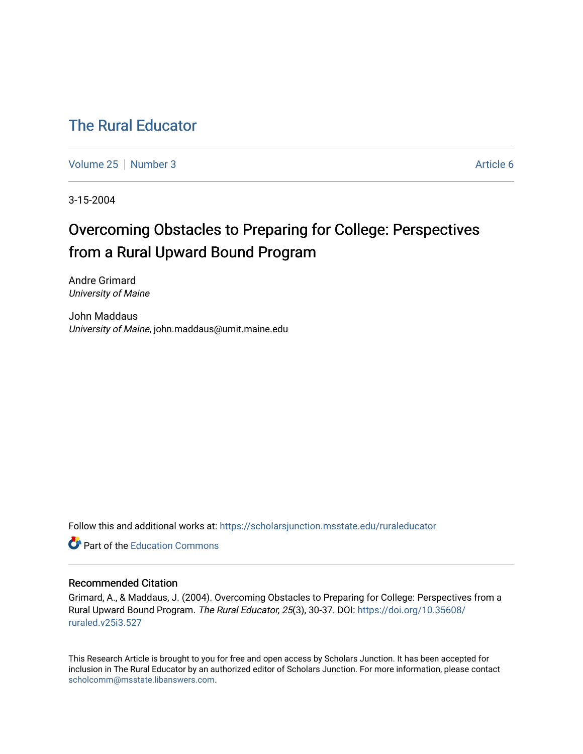# The Rural Educator

Volume 25 | Number 3 | Article 6

3-15-2004

## Overcoming Obstacles to Preparing for College: Perspectives from a Rural Upward Bound Program

Andre Grimard
*University of Maine*

John Maddaus
*University of Maine*, john.maddaus@umit.maine.edu

Follow this and additional works at: https://scholarsjunction.msstate.edu/ruraleducator

Part of the Education Commons

### Recommended Citation

Grimard, A., & Maddaus, J. (2004). Overcoming Obstacles to Preparing for College: Perspectives from a Rural Upward Bound Program. *The Rural Educator, 25*(3), 30-37. DOI: https://doi.org/10.35608/ruraled.v25i3.527

This Research Article is brought to you for free and open access by Scholars Junction. It has been accepted for inclusion in The Rural Educator by an authorized editor of Scholars Junction. For more information, please contact scholcomm@msstate.libanswers.com.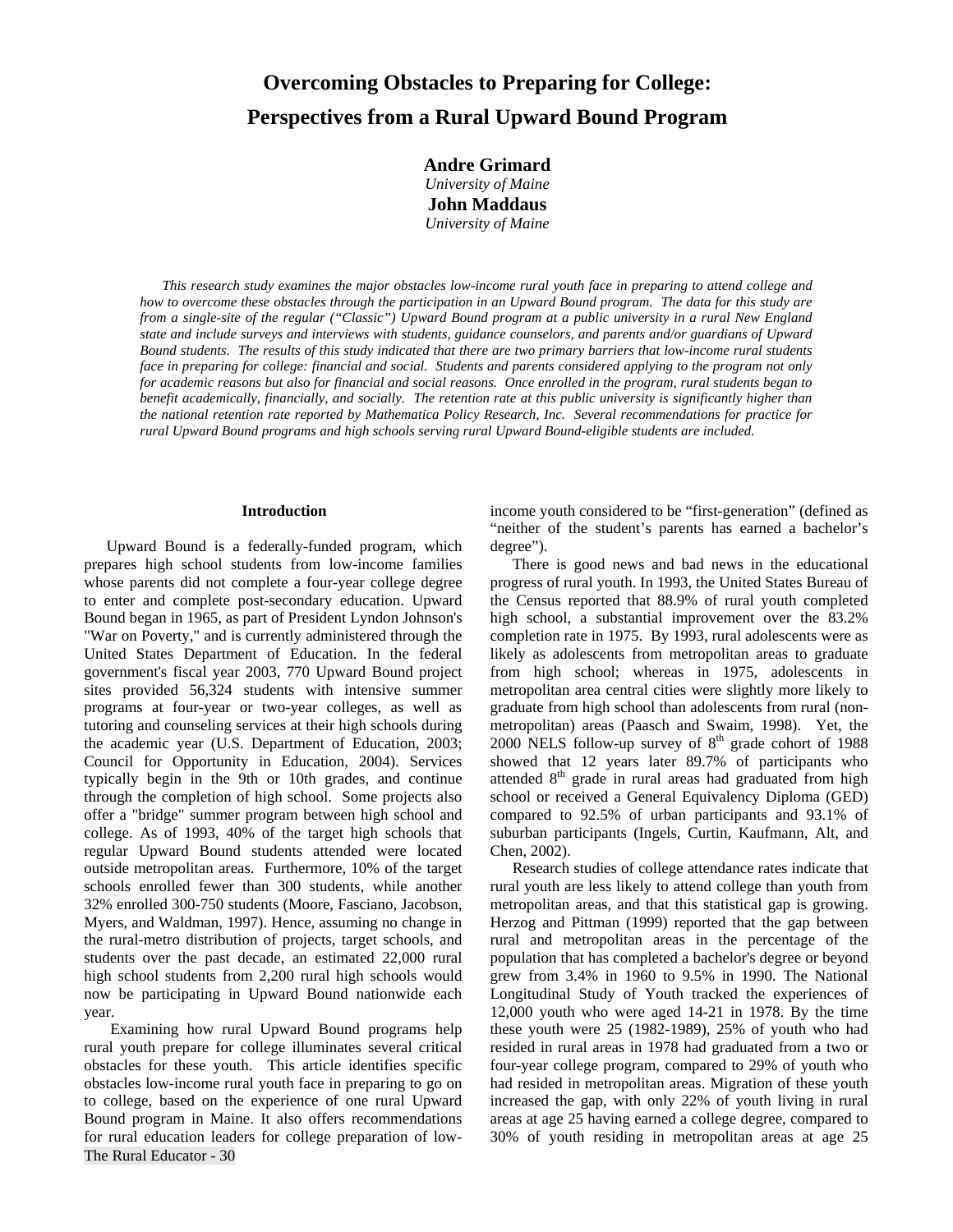# Overcoming Obstacles to Preparing for College: Perspectives from a Rural Upward Bound Program

**Andre Grimard**
*University of Maine*
**John Maddaus**
*University of Maine*

*This research study examines the major obstacles low-income rural youth face in preparing to attend college and how to overcome these obstacles through the participation in an Upward Bound program. The data for this study are from a single-site of the regular ("Classic") Upward Bound program at a public university in a rural New England state and include surveys and interviews with students, guidance counselors, and parents and/or guardians of Upward Bound students. The results of this study indicated that there are two primary barriers that low-income rural students face in preparing for college: financial and social. Students and parents considered applying to the program not only for academic reasons but also for financial and social reasons. Once enrolled in the program, rural students began to benefit academically, financially, and socially. The retention rate at this public university is significantly higher than the national retention rate reported by Mathematica Policy Research, Inc. Several recommendations for practice for rural Upward Bound programs and high schools serving rural Upward Bound-eligible students are included.*

## Introduction

Upward Bound is a federally-funded program, which prepares high school students from low-income families whose parents did not complete a four-year college degree to enter and complete post-secondary education. Upward Bound began in 1965, as part of President Lyndon Johnson's "War on Poverty," and is currently administered through the United States Department of Education. In the federal government's fiscal year 2003, 770 Upward Bound project sites provided 56,324 students with intensive summer programs at four-year or two-year colleges, as well as tutoring and counseling services at their high schools during the academic year (U.S. Department of Education, 2003; Council for Opportunity in Education, 2004). Services typically begin in the 9th or 10th grades, and continue through the completion of high school. Some projects also offer a "bridge" summer program between high school and college. As of 1993, 40% of the target high schools that regular Upward Bound students attended were located outside metropolitan areas. Furthermore, 10% of the target schools enrolled fewer than 300 students, while another 32% enrolled 300-750 students (Moore, Fasciano, Jacobson, Myers, and Waldman, 1997). Hence, assuming no change in the rural-metro distribution of projects, target schools, and students over the past decade, an estimated 22,000 rural high school students from 2,200 rural high schools would now be participating in Upward Bound nationwide each year.

Examining how rural Upward Bound programs help rural youth prepare for college illuminates several critical obstacles for these youth. This article identifies specific obstacles low-income rural youth face in preparing to go on to college, based on the experience of one rural Upward Bound program in Maine. It also offers recommendations for rural education leaders for college preparation of low-income youth considered to be "first-generation" (defined as "neither of the student's parents has earned a bachelor's degree").

There is good news and bad news in the educational progress of rural youth. In 1993, the United States Bureau of the Census reported that 88.9% of rural youth completed high school, a substantial improvement over the 83.2% completion rate in 1975. By 1993, rural adolescents were as likely as adolescents from metropolitan areas to graduate from high school; whereas in 1975, adolescents in metropolitan area central cities were slightly more likely to graduate from high school than adolescents from rural (non-metropolitan) areas (Paasch and Swaim, 1998). Yet, the 2000 NELS follow-up survey of 8th grade cohort of 1988 showed that 12 years later 89.7% of participants who attended 8th grade in rural areas had graduated from high school or received a General Equivalency Diploma (GED) compared to 92.5% of urban participants and 93.1% of suburban participants (Ingels, Curtin, Kaufmann, Alt, and Chen, 2002).

Research studies of college attendance rates indicate that rural youth are less likely to attend college than youth from metropolitan areas, and that this statistical gap is growing. Herzog and Pittman (1999) reported that the gap between rural and metropolitan areas in the percentage of the population that has completed a bachelor's degree or beyond grew from 3.4% in 1960 to 9.5% in 1990. The National Longitudinal Study of Youth tracked the experiences of 12,000 youth who were aged 14-21 in 1978. By the time these youth were 25 (1982-1989), 25% of youth who had resided in rural areas in 1978 had graduated from a two or four-year college program, compared to 29% of youth who had resided in metropolitan areas. Migration of these youth increased the gap, with only 22% of youth living in rural areas at age 25 having earned a college degree, compared to 30% of youth residing in metropolitan areas at age 25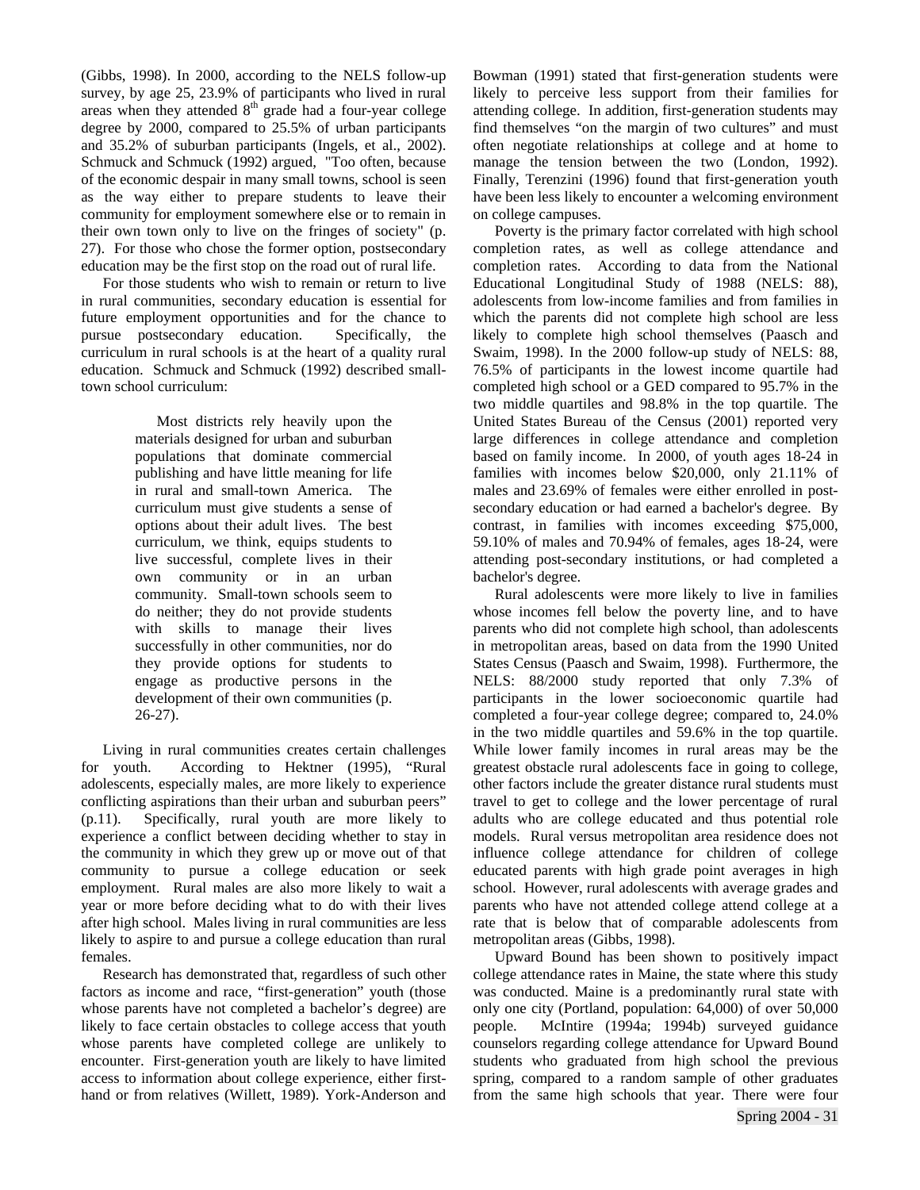(Gibbs, 1998). In 2000, according to the NELS follow-up survey, by age 25, 23.9% of participants who lived in rural areas when they attended 8th grade had a four-year college degree by 2000, compared to 25.5% of urban participants and 35.2% of suburban participants (Ingels, et al., 2002). Schmuck and Schmuck (1992) argued, "Too often, because of the economic despair in many small towns, school is seen as the way either to prepare students to leave their community for employment somewhere else or to remain in their own town only to live on the fringes of society" (p. 27). For those who chose the former option, postsecondary education may be the first stop on the road out of rural life.

For those students who wish to remain or return to live in rural communities, secondary education is essential for future employment opportunities and for the chance to pursue postsecondary education. Specifically, the curriculum in rural schools is at the heart of a quality rural education. Schmuck and Schmuck (1992) described small-town school curriculum:

> Most districts rely heavily upon the materials designed for urban and suburban populations that dominate commercial publishing and have little meaning for life in rural and small-town America. The curriculum must give students a sense of options about their adult lives. The best curriculum, we think, equips students to live successful, complete lives in their own community or in an urban community. Small-town schools seem to do neither; they do not provide students with skills to manage their lives successfully in other communities, nor do they provide options for students to engage as productive persons in the development of their own communities (p. 26-27).

Living in rural communities creates certain challenges for youth. According to Hektner (1995), "Rural adolescents, especially males, are more likely to experience conflicting aspirations than their urban and suburban peers" (p.11). Specifically, rural youth are more likely to experience a conflict between deciding whether to stay in the community in which they grew up or move out of that community to pursue a college education or seek employment. Rural males are also more likely to wait a year or more before deciding what to do with their lives after high school. Males living in rural communities are less likely to aspire to and pursue a college education than rural females.

Research has demonstrated that, regardless of such other factors as income and race, "first-generation" youth (those whose parents have not completed a bachelor's degree) are likely to face certain obstacles to college access that youth whose parents have completed college are unlikely to encounter. First-generation youth are likely to have limited access to information about college experience, either first-hand or from relatives (Willett, 1989). York-Anderson and Bowman (1991) stated that first-generation students were likely to perceive less support from their families for attending college. In addition, first-generation students may find themselves "on the margin of two cultures" and must often negotiate relationships at college and at home to manage the tension between the two (London, 1992). Finally, Terenzini (1996) found that first-generation youth have been less likely to encounter a welcoming environment on college campuses.

Poverty is the primary factor correlated with high school completion rates, as well as college attendance and completion rates. According to data from the National Educational Longitudinal Study of 1988 (NELS: 88), adolescents from low-income families and from families in which the parents did not complete high school are less likely to complete high school themselves (Paasch and Swaim, 1998). In the 2000 follow-up study of NELS: 88, 76.5% of participants in the lowest income quartile had completed high school or a GED compared to 95.7% in the two middle quartiles and 98.8% in the top quartile. The United States Bureau of the Census (2001) reported very large differences in college attendance and completion based on family income. In 2000, of youth ages 18-24 in families with incomes below $20,000, only 21.11% of males and 23.69% of females were either enrolled in post-secondary education or had earned a bachelor's degree. By contrast, in families with incomes exceeding $75,000, 59.10% of males and 70.94% of females, ages 18-24, were attending post-secondary institutions, or had completed a bachelor's degree.

Rural adolescents were more likely to live in families whose incomes fell below the poverty line, and to have parents who did not complete high school, than adolescents in metropolitan areas, based on data from the 1990 United States Census (Paasch and Swaim, 1998). Furthermore, the NELS: 88/2000 study reported that only 7.3% of participants in the lower socioeconomic quartile had completed a four-year college degree; compared to, 24.0% in the two middle quartiles and 59.6% in the top quartile. While lower family incomes in rural areas may be the greatest obstacle rural adolescents face in going to college, other factors include the greater distance rural students must travel to get to college and the lower percentage of rural adults who are college educated and thus potential role models. Rural versus metropolitan area residence does not influence college attendance for children of college educated parents with high grade point averages in high school. However, rural adolescents with average grades and parents who have not attended college attend college at a rate that is below that of comparable adolescents from metropolitan areas (Gibbs, 1998).

Upward Bound has been shown to positively impact college attendance rates in Maine, the state where this study was conducted. Maine is a predominantly rural state with only one city (Portland, population: 64,000) of over 50,000 people. McIntire (1994a; 1994b) surveyed guidance counselors regarding college attendance for Upward Bound students who graduated from high school the previous spring, compared to a random sample of other graduates from the same high schools that year. There were four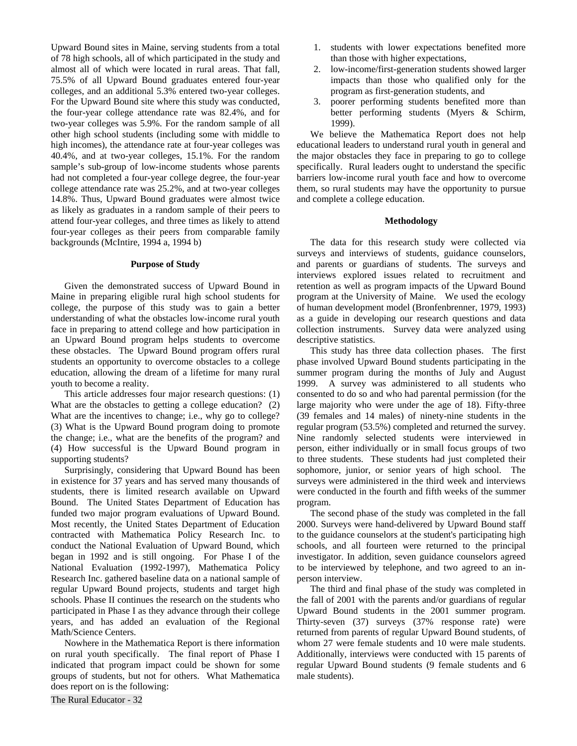Upward Bound sites in Maine, serving students from a total of 78 high schools, all of which participated in the study and almost all of which were located in rural areas. That fall, 75.5% of all Upward Bound graduates entered four-year colleges, and an additional 5.3% entered two-year colleges. For the Upward Bound site where this study was conducted, the four-year college attendance rate was 82.4%, and for two-year colleges was 5.9%. For the random sample of all other high school students (including some with middle to high incomes), the attendance rate at four-year colleges was 40.4%, and at two-year colleges, 15.1%. For the random sample's sub-group of low-income students whose parents had not completed a four-year college degree, the four-year college attendance rate was 25.2%, and at two-year colleges 14.8%. Thus, Upward Bound graduates were almost twice as likely as graduates in a random sample of their peers to attend four-year colleges, and three times as likely to attend four-year colleges as their peers from comparable family backgrounds (McIntire, 1994 a, 1994 b)

### Purpose of Study

Given the demonstrated success of Upward Bound in Maine in preparing eligible rural high school students for college, the purpose of this study was to gain a better understanding of what the obstacles low-income rural youth face in preparing to attend college and how participation in an Upward Bound program helps students to overcome these obstacles. The Upward Bound program offers rural students an opportunity to overcome obstacles to a college education, allowing the dream of a lifetime for many rural youth to become a reality.

This article addresses four major research questions: (1) What are the obstacles to getting a college education? (2) What are the incentives to change; i.e., why go to college? (3) What is the Upward Bound program doing to promote the change; i.e., what are the benefits of the program? and (4) How successful is the Upward Bound program in supporting students?

Surprisingly, considering that Upward Bound has been in existence for 37 years and has served many thousands of students, there is limited research available on Upward Bound. The United States Department of Education has funded two major program evaluations of Upward Bound. Most recently, the United States Department of Education contracted with Mathematica Policy Research Inc. to conduct the National Evaluation of Upward Bound, which began in 1992 and is still ongoing. For Phase I of the National Evaluation (1992-1997), Mathematica Policy Research Inc. gathered baseline data on a national sample of regular Upward Bound projects, students and target high schools. Phase II continues the research on the students who participated in Phase I as they advance through their college years, and has added an evaluation of the Regional Math/Science Centers.

Nowhere in the Mathematica Report is there information on rural youth specifically. The final report of Phase I indicated that program impact could be shown for some groups of students, but not for others. What Mathematica does report on is the following:

1. students with lower expectations benefited more than those with higher expectations,
2. low-income/first-generation students showed larger impacts than those who qualified only for the program as first-generation students, and
3. poorer performing students benefited more than better performing students (Myers & Schirm, 1999).

We believe the Mathematica Report does not help educational leaders to understand rural youth in general and the major obstacles they face in preparing to go to college specifically. Rural leaders ought to understand the specific barriers low-income rural youth face and how to overcome them, so rural students may have the opportunity to pursue and complete a college education.

### Methodology

The data for this research study were collected via surveys and interviews of students, guidance counselors, and parents or guardians of students. The surveys and interviews explored issues related to recruitment and retention as well as program impacts of the Upward Bound program at the University of Maine. We used the ecology of human development model (Bronfenbrenner, 1979, 1993) as a guide in developing our research questions and data collection instruments. Survey data were analyzed using descriptive statistics.

This study has three data collection phases. The first phase involved Upward Bound students participating in the summer program during the months of July and August 1999. A survey was administered to all students who consented to do so and who had parental permission (for the large majority who were under the age of 18). Fifty-three (39 females and 14 males) of ninety-nine students in the regular program (53.5%) completed and returned the survey. Nine randomly selected students were interviewed in person, either individually or in small focus groups of two to three students. These students had just completed their sophomore, junior, or senior years of high school. The surveys were administered in the third week and interviews were conducted in the fourth and fifth weeks of the summer program.

The second phase of the study was completed in the fall 2000. Surveys were hand-delivered by Upward Bound staff to the guidance counselors at the student's participating high schools, and all fourteen were returned to the principal investigator. In addition, seven guidance counselors agreed to be interviewed by telephone, and two agreed to an in-person interview.

The third and final phase of the study was completed in the fall of 2001 with the parents and/or guardians of regular Upward Bound students in the 2001 summer program. Thirty-seven (37) surveys (37% response rate) were returned from parents of regular Upward Bound students, of whom 27 were female students and 10 were male students. Additionally, interviews were conducted with 15 parents of regular Upward Bound students (9 female students and 6 male students).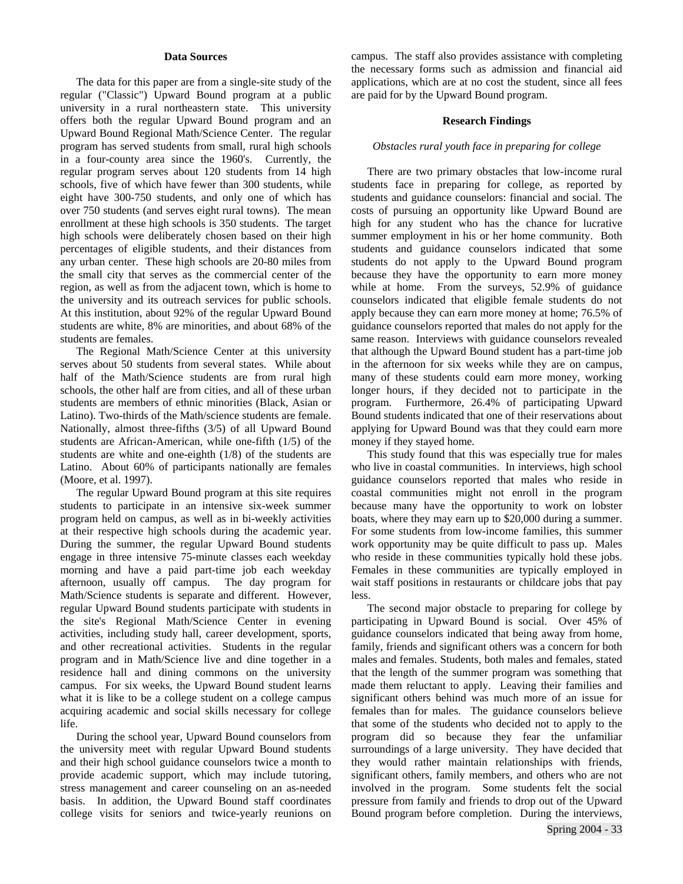### Data Sources

The data for this paper are from a single-site study of the regular ("Classic") Upward Bound program at a public university in a rural northeastern state. This university offers both the regular Upward Bound program and an Upward Bound Regional Math/Science Center. The regular program has served students from small, rural high schools in a four-county area since the 1960's. Currently, the regular program serves about 120 students from 14 high schools, five of which have fewer than 300 students, while eight have 300-750 students, and only one of which has over 750 students (and serves eight rural towns). The mean enrollment at these high schools is 350 students. The target high schools were deliberately chosen based on their high percentages of eligible students, and their distances from any urban center. These high schools are 20-80 miles from the small city that serves as the commercial center of the region, as well as from the adjacent town, which is home to the university and its outreach services for public schools. At this institution, about 92% of the regular Upward Bound students are white, 8% are minorities, and about 68% of the students are females.

The Regional Math/Science Center at this university serves about 50 students from several states. While about half of the Math/Science students are from rural high schools, the other half are from cities, and all of these urban students are members of ethnic minorities (Black, Asian or Latino). Two-thirds of the Math/science students are female. Nationally, almost three-fifths (3/5) of all Upward Bound students are African-American, while one-fifth (1/5) of the students are white and one-eighth (1/8) of the students are Latino. About 60% of participants nationally are females (Moore, et al. 1997).

The regular Upward Bound program at this site requires students to participate in an intensive six-week summer program held on campus, as well as in bi-weekly activities at their respective high schools during the academic year. During the summer, the regular Upward Bound students engage in three intensive 75-minute classes each weekday morning and have a paid part-time job each weekday afternoon, usually off campus. The day program for Math/Science students is separate and different. However, regular Upward Bound students participate with students in the site's Regional Math/Science Center in evening activities, including study hall, career development, sports, and other recreational activities. Students in the regular program and in Math/Science live and dine together in a residence hall and dining commons on the university campus. For six weeks, the Upward Bound student learns what it is like to be a college student on a college campus acquiring academic and social skills necessary for college life.

During the school year, Upward Bound counselors from the university meet with regular Upward Bound students and their high school guidance counselors twice a month to provide academic support, which may include tutoring, stress management and career counseling on an as-needed basis. In addition, the Upward Bound staff coordinates college visits for seniors and twice-yearly reunions on campus. The staff also provides assistance with completing the necessary forms such as admission and financial aid applications, which are at no cost the student, since all fees are paid for by the Upward Bound program.

### Research Findings

*Obstacles rural youth face in preparing for college*

There are two primary obstacles that low-income rural students face in preparing for college, as reported by students and guidance counselors: financial and social. The costs of pursuing an opportunity like Upward Bound are high for any student who has the chance for lucrative summer employment in his or her home community. Both students and guidance counselors indicated that some students do not apply to the Upward Bound program because they have the opportunity to earn more money while at home. From the surveys, 52.9% of guidance counselors indicated that eligible female students do not apply because they can earn more money at home; 76.5% of guidance counselors reported that males do not apply for the same reason. Interviews with guidance counselors revealed that although the Upward Bound student has a part-time job in the afternoon for six weeks while they are on campus, many of these students could earn more money, working longer hours, if they decided not to participate in the program. Furthermore, 26.4% of participating Upward Bound students indicated that one of their reservations about applying for Upward Bound was that they could earn more money if they stayed home.

This study found that this was especially true for males who live in coastal communities. In interviews, high school guidance counselors reported that males who reside in coastal communities might not enroll in the program because many have the opportunity to work on lobster boats, where they may earn up to $20,000 during a summer. For some students from low-income families, this summer work opportunity may be quite difficult to pass up. Males who reside in these communities typically hold these jobs. Females in these communities are typically employed in wait staff positions in restaurants or childcare jobs that pay less.

The second major obstacle to preparing for college by participating in Upward Bound is social. Over 45% of guidance counselors indicated that being away from home, family, friends and significant others was a concern for both males and females. Students, both males and females, stated that the length of the summer program was something that made them reluctant to apply. Leaving their families and significant others behind was much more of an issue for females than for males. The guidance counselors believe that some of the students who decided not to apply to the program did so because they fear the unfamiliar surroundings of a large university. They have decided that they would rather maintain relationships with friends, significant others, family members, and others who are not involved in the program. Some students felt the social pressure from family and friends to drop out of the Upward Bound program before completion. During the interviews,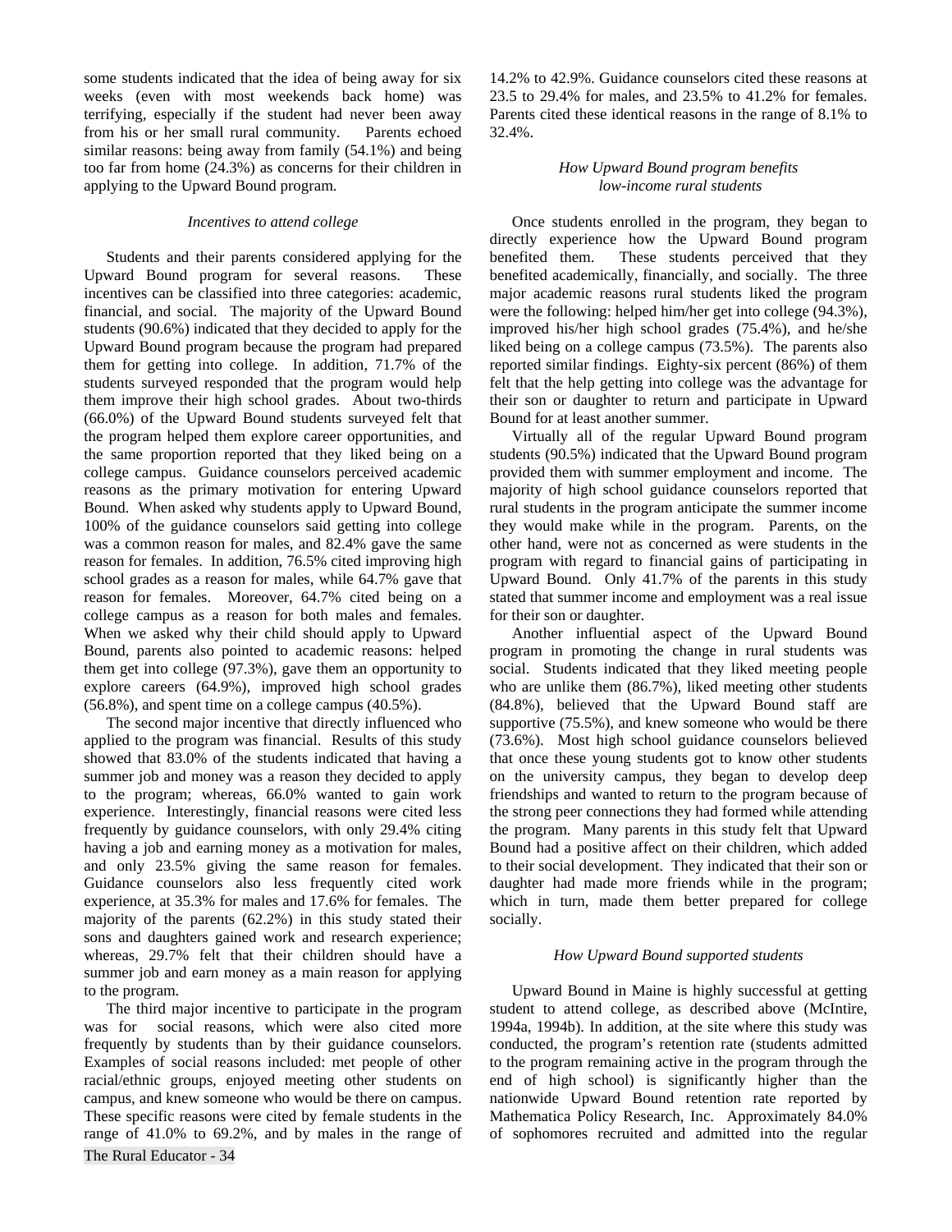some students indicated that the idea of being away for six weeks (even with most weekends back home) was terrifying, especially if the student had never been away from his or her small rural community. Parents echoed similar reasons: being away from family (54.1%) and being too far from home (24.3%) as concerns for their children in applying to the Upward Bound program.

### *Incentives to attend college*

Students and their parents considered applying for the Upward Bound program for several reasons. These incentives can be classified into three categories: academic, financial, and social. The majority of the Upward Bound students (90.6%) indicated that they decided to apply for the Upward Bound program because the program had prepared them for getting into college. In addition, 71.7% of the students surveyed responded that the program would help them improve their high school grades. About two-thirds (66.0%) of the Upward Bound students surveyed felt that the program helped them explore career opportunities, and the same proportion reported that they liked being on a college campus. Guidance counselors perceived academic reasons as the primary motivation for entering Upward Bound. When asked why students apply to Upward Bound, 100% of the guidance counselors said getting into college was a common reason for males, and 82.4% gave the same reason for females. In addition, 76.5% cited improving high school grades as a reason for males, while 64.7% gave that reason for females. Moreover, 64.7% cited being on a college campus as a reason for both males and females. When we asked why their child should apply to Upward Bound, parents also pointed to academic reasons: helped them get into college (97.3%), gave them an opportunity to explore careers (64.9%), improved high school grades (56.8%), and spent time on a college campus (40.5%).

The second major incentive that directly influenced who applied to the program was financial. Results of this study showed that 83.0% of the students indicated that having a summer job and money was a reason they decided to apply to the program; whereas, 66.0% wanted to gain work experience. Interestingly, financial reasons were cited less frequently by guidance counselors, with only 29.4% citing having a job and earning money as a motivation for males, and only 23.5% giving the same reason for females. Guidance counselors also less frequently cited work experience, at 35.3% for males and 17.6% for females. The majority of the parents (62.2%) in this study stated their sons and daughters gained work and research experience; whereas, 29.7% felt that their children should have a summer job and earn money as a main reason for applying to the program.

The third major incentive to participate in the program was for social reasons, which were also cited more frequently by students than by their guidance counselors. Examples of social reasons included: met people of other racial/ethnic groups, enjoyed meeting other students on campus, and knew someone who would be there on campus. These specific reasons were cited by female students in the range of 41.0% to 69.2%, and by males in the range of 14.2% to 42.9%. Guidance counselors cited these reasons at 23.5 to 29.4% for males, and 23.5% to 41.2% for females. Parents cited these identical reasons in the range of 8.1% to 32.4%.

### *How Upward Bound program benefits low-income rural students*

Once students enrolled in the program, they began to directly experience how the Upward Bound program benefited them. These students perceived that they benefited academically, financially, and socially. The three major academic reasons rural students liked the program were the following: helped him/her get into college (94.3%), improved his/her high school grades (75.4%), and he/she liked being on a college campus (73.5%). The parents also reported similar findings. Eighty-six percent (86%) of them felt that the help getting into college was the advantage for their son or daughter to return and participate in Upward Bound for at least another summer.

Virtually all of the regular Upward Bound program students (90.5%) indicated that the Upward Bound program provided them with summer employment and income. The majority of high school guidance counselors reported that rural students in the program anticipate the summer income they would make while in the program. Parents, on the other hand, were not as concerned as were students in the program with regard to financial gains of participating in Upward Bound. Only 41.7% of the parents in this study stated that summer income and employment was a real issue for their son or daughter.

Another influential aspect of the Upward Bound program in promoting the change in rural students was social. Students indicated that they liked meeting people who are unlike them (86.7%), liked meeting other students (84.8%), believed that the Upward Bound staff are supportive (75.5%), and knew someone who would be there (73.6%). Most high school guidance counselors believed that once these young students got to know other students on the university campus, they began to develop deep friendships and wanted to return to the program because of the strong peer connections they had formed while attending the program. Many parents in this study felt that Upward Bound had a positive affect on their children, which added to their social development. They indicated that their son or daughter had made more friends while in the program; which in turn, made them better prepared for college socially.

### *How Upward Bound supported students*

Upward Bound in Maine is highly successful at getting student to attend college, as described above (McIntire, 1994a, 1994b). In addition, at the site where this study was conducted, the program's retention rate (students admitted to the program remaining active in the program through the end of high school) is significantly higher than the nationwide Upward Bound retention rate reported by Mathematica Policy Research, Inc. Approximately 84.0% of sophomores recruited and admitted into the regular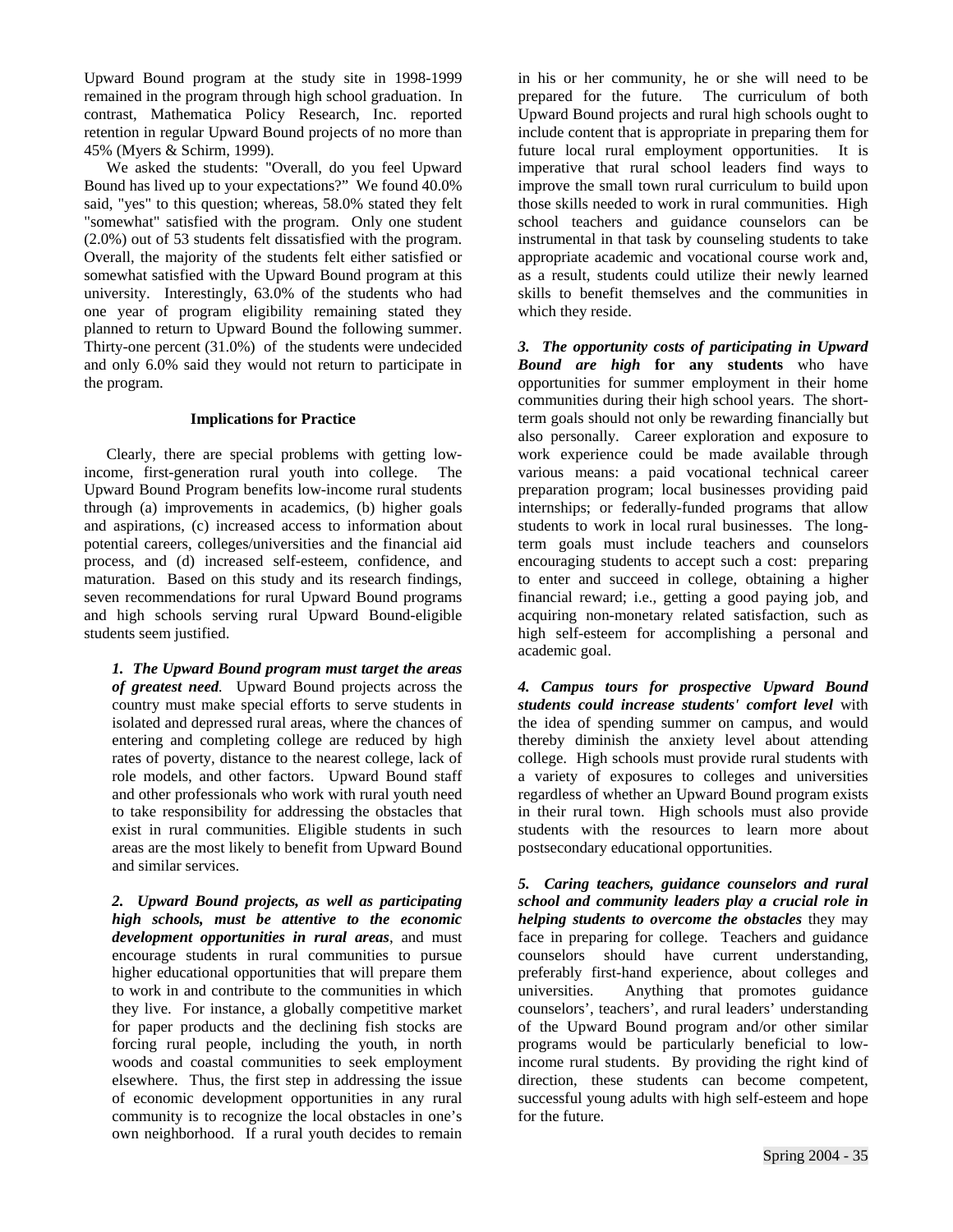Upward Bound program at the study site in 1998-1999 remained in the program through high school graduation. In contrast, Mathematica Policy Research, Inc. reported retention in regular Upward Bound projects of no more than 45% (Myers & Schirm, 1999).

We asked the students: "Overall, do you feel Upward Bound has lived up to your expectations?" We found 40.0% said, "yes" to this question; whereas, 58.0% stated they felt "somewhat" satisfied with the program. Only one student (2.0%) out of 53 students felt dissatisfied with the program. Overall, the majority of the students felt either satisfied or somewhat satisfied with the Upward Bound program at this university. Interestingly, 63.0% of the students who had one year of program eligibility remaining stated they planned to return to Upward Bound the following summer. Thirty-one percent (31.0%) of the students were undecided and only 6.0% said they would not return to participate in the program.

## Implications for Practice

Clearly, there are special problems with getting low-income, first-generation rural youth into college. The Upward Bound Program benefits low-income rural students through (a) improvements in academics, (b) higher goals and aspirations, (c) increased access to information about potential careers, colleges/universities and the financial aid process, and (d) increased self-esteem, confidence, and maturation. Based on this study and its research findings, seven recommendations for rural Upward Bound programs and high schools serving rural Upward Bound-eligible students seem justified.

***1. The Upward Bound program must target the areas of greatest need***. Upward Bound projects across the country must make special efforts to serve students in isolated and depressed rural areas, where the chances of entering and completing college are reduced by high rates of poverty, distance to the nearest college, lack of role models, and other factors. Upward Bound staff and other professionals who work with rural youth need to take responsibility for addressing the obstacles that exist in rural communities. Eligible students in such areas are the most likely to benefit from Upward Bound and similar services.

***2. Upward Bound projects, as well as participating high schools, must be attentive to the economic development opportunities in rural areas***, and must encourage students in rural communities to pursue higher educational opportunities that will prepare them to work in and contribute to the communities in which they live. For instance, a globally competitive market for paper products and the declining fish stocks are forcing rural people, including the youth, in north woods and coastal communities to seek employment elsewhere. Thus, the first step in addressing the issue of economic development opportunities in any rural community is to recognize the local obstacles in one's own neighborhood. If a rural youth decides to remain in his or her community, he or she will need to be prepared for the future. The curriculum of both Upward Bound projects and rural high schools ought to include content that is appropriate in preparing them for future local rural employment opportunities. It is imperative that rural school leaders find ways to improve the small town rural curriculum to build upon those skills needed to work in rural communities. High school teachers and guidance counselors can be instrumental in that task by counseling students to take appropriate academic and vocational course work and, as a result, students could utilize their newly learned skills to benefit themselves and the communities in which they reside.

***3. The opportunity costs of participating in Upward Bound are high* for any students** who have opportunities for summer employment in their home communities during their high school years. The short-term goals should not only be rewarding financially but also personally. Career exploration and exposure to work experience could be made available through various means: a paid vocational technical career preparation program; local businesses providing paid internships; or federally-funded programs that allow students to work in local rural businesses. The long-term goals must include teachers and counselors encouraging students to accept such a cost: preparing to enter and succeed in college, obtaining a higher financial reward; i.e., getting a good paying job, and acquiring non-monetary related satisfaction, such as high self-esteem for accomplishing a personal and academic goal.

***4. Campus tours for prospective Upward Bound students could increase students' comfort level*** with the idea of spending summer on campus, and would thereby diminish the anxiety level about attending college. High schools must provide rural students with a variety of exposures to colleges and universities regardless of whether an Upward Bound program exists in their rural town. High schools must also provide students with the resources to learn more about postsecondary educational opportunities.

***5. Caring teachers, guidance counselors and rural school and community leaders play a crucial role in helping students to overcome the obstacles*** they may face in preparing for college. Teachers and guidance counselors should have current understanding, preferably first-hand experience, about colleges and universities. Anything that promotes guidance counselors', teachers', and rural leaders' understanding of the Upward Bound program and/or other similar programs would be particularly beneficial to low-income rural students. By providing the right kind of direction, these students can become competent, successful young adults with high self-esteem and hope for the future.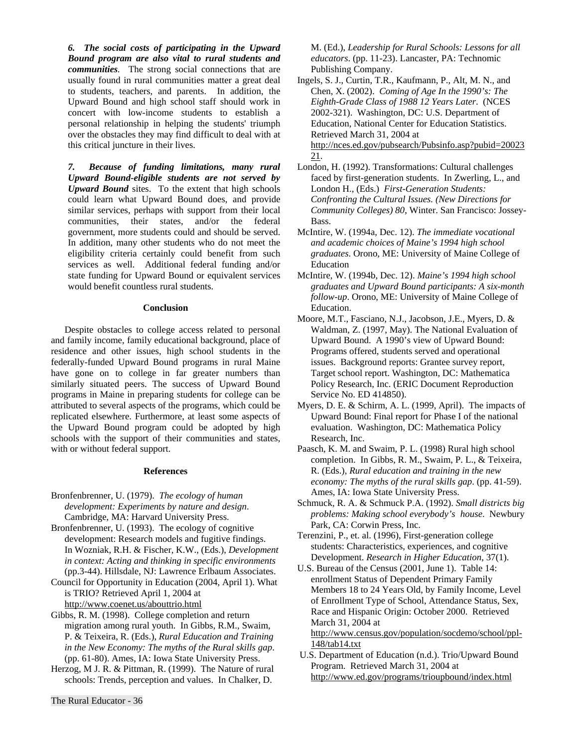***6. The social costs of participating in the Upward Bound program are also vital to rural students and communities***. The strong social connections that are usually found in rural communities matter a great deal to students, teachers, and parents. In addition, the Upward Bound and high school staff should work in concert with low-income students to establish a personal relationship in helping the students' triumph over the obstacles they may find difficult to deal with at this critical juncture in their lives.

***7. Because of funding limitations, many rural Upward Bound-eligible students are not served by Upward Bound*** sites. To the extent that high schools could learn what Upward Bound does, and provide similar services, perhaps with support from their local communities, their states, and/or the federal government, more students could and should be served. In addition, many other students who do not meet the eligibility criteria certainly could benefit from such services as well. Additional federal funding and/or state funding for Upward Bound or equivalent services would benefit countless rural students.

## Conclusion

Despite obstacles to college access related to personal and family income, family educational background, place of residence and other issues, high school students in the federally-funded Upward Bound programs in rural Maine have gone on to college in far greater numbers than similarly situated peers. The success of Upward Bound programs in Maine in preparing students for college can be attributed to several aspects of the programs, which could be replicated elsewhere. Furthermore, at least some aspects of the Upward Bound program could be adopted by high schools with the support of their communities and states, with or without federal support.

## References

Bronfenbrenner, U. (1979). *The ecology of human development: Experiments by nature and design*. Cambridge, MA: Harvard University Press.

Bronfenbrenner, U. (1993). The ecology of cognitive development: Research models and fugitive findings. In Wozniak, R.H. & Fischer, K.W., (Eds.), *Development in context: Acting and thinking in specific environments* (pp.3-44). Hillsdale, NJ: Lawrence Erlbaum Associates.

Council for Opportunity in Education (2004, April 1). What is TRIO? Retrieved April 1, 2004 at http://www.coenet.us/abouttrio.html

Gibbs, R. M. (1998). College completion and return migration among rural youth. In Gibbs, R.M., Swaim, P. & Teixeira, R. (Eds.), *Rural Education and Training in the New Economy: The myths of the Rural skills gap*. (pp. 61-80). Ames, IA: Iowa State University Press.

Herzog, M J. R. & Pittman, R. (1999). The Nature of rural schools: Trends, perception and values. In Chalker, D. M. (Ed.), *Leadership for Rural Schools: Lessons for all educators*. (pp. 11-23). Lancaster, PA: Technomic Publishing Company.

Ingels, S. J., Curtin, T.R., Kaufmann, P., Alt, M. N., and Chen, X. (2002). *Coming of Age In the 1990's: The Eighth-Grade Class of 1988 12 Years Later*. (NCES 2002-321). Washington, DC: U.S. Department of Education, National Center for Education Statistics. Retrieved March 31, 2004 at http://nces.ed.gov/pubsearch/Pubsinfo.asp?pubid=2002321.

London, H. (1992). Transformations: Cultural challenges faced by first-generation students. In Zwerling, L., and London H., (Eds.) *First-Generation Students: Confronting the Cultural Issues. (New Directions for Community Colleges) 80*, Winter. San Francisco: Jossey-Bass.

McIntire, W. (1994a, Dec. 12). *The immediate vocational and academic choices of Maine's 1994 high school graduates*. Orono, ME: University of Maine College of Education

McIntire, W. (1994b, Dec. 12). *Maine's 1994 high school graduates and Upward Bound participants: A six-month follow-up*. Orono, ME: University of Maine College of Education.

Moore, M.T., Fasciano, N.J., Jacobson, J.E., Myers, D. & Waldman, Z. (1997, May). The National Evaluation of Upward Bound. A 1990's view of Upward Bound: Programs offered, students served and operational issues. Background reports: Grantee survey report, Target school report. Washington, DC: Mathematica Policy Research, Inc. (ERIC Document Reproduction Service No. ED 414850).

Myers, D. E. & Schirm, A. L. (1999, April). The impacts of Upward Bound: Final report for Phase I of the national evaluation. Washington, DC: Mathematica Policy Research, Inc.

Paasch, K. M. and Swaim, P. L. (1998) Rural high school completion. In Gibbs, R. M., Swaim, P. L., & Teixeira, R. (Eds.), *Rural education and training in the new economy: The myths of the rural skills gap*. (pp. 41-59). Ames, IA: Iowa State University Press.

Schmuck, R. A. & Schmuck P.A. (1992). *Small districts big problems: Making school everybody's house*. Newbury Park, CA: Corwin Press, Inc.

Terenzini, P., et. al. (1996), First-generation college students: Characteristics, experiences, and cognitive Development. *Research in Higher Education*, 37(1).

U.S. Bureau of the Census (2001, June 1). Table 14: enrollment Status of Dependent Primary Family Members 18 to 24 Years Old, by Family Income, Level of Enrollment Type of School, Attendance Status, Sex, Race and Hispanic Origin: October 2000. Retrieved March 31, 2004 at http://www.census.gov/population/socdemo/school/ppl-148/tab14.txt

U.S. Department of Education (n.d.). Trio/Upward Bound Program. Retrieved March 31, 2004 at http://www.ed.gov/programs/trioupbound/index.html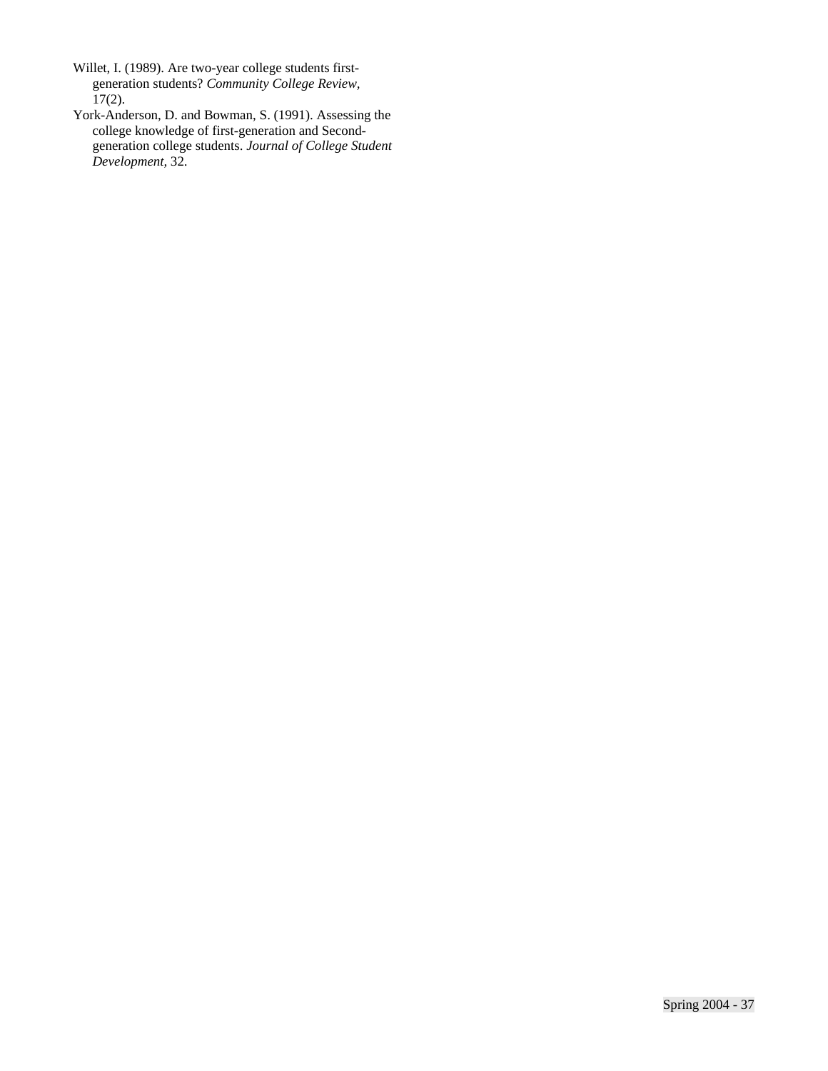Willet, I. (1989). Are two-year college students first-generation students? *Community College Review,* 17(2).

York-Anderson, D. and Bowman, S. (1991). Assessing the college knowledge of first-generation and Second-generation college students. *Journal of College Student Development,* 32.